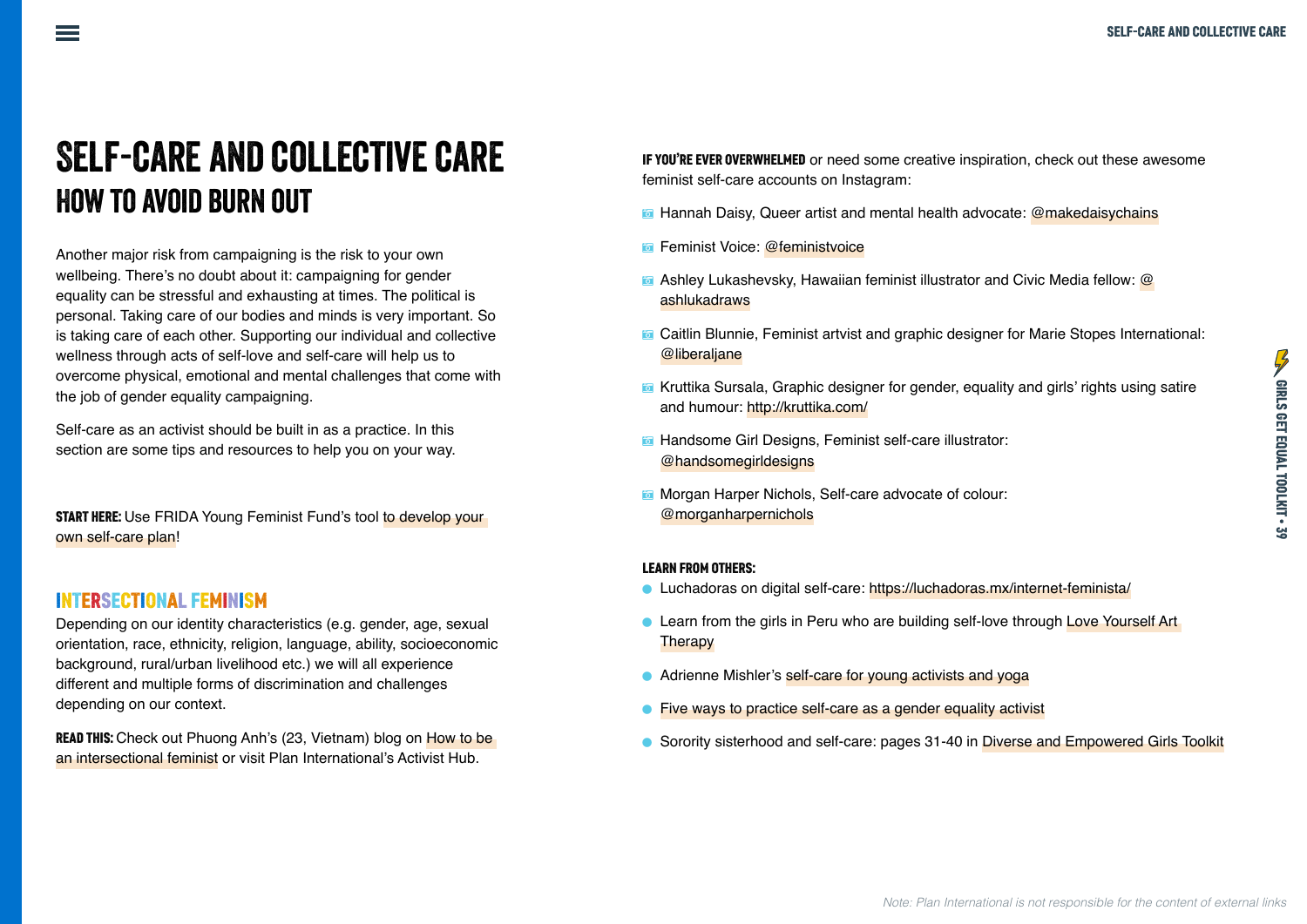# SELF-CARE AND COLLECTIVE CARE

## HOW TO AVOID BURN OUT

Another major risk from campaigning is the risk to your own wellbeing. There's no doubt about it: campaigning for gender equality can be stressful and exhausting at times. The political is personal. Taking care of our bodies and minds is very important. So is taking care of each other. Supporting our individual and collective wellness through acts of self-love and self-care will help us to overcome physical, emotional and mental challenges that come with the job of gender equality campaigning.

Self-care as an activist should be built in as a practice. In this section are some tips and resources to help you on your way.

**START HERE:** Use FRIDA Young Feminist Fund's tool to develop your own self-care plan!

### INTERSECTIONAL FEMINISM

Depending on our identity characteristics (e.g. gender, age, sexual orientation, race, ethnicity, religion, language, ability, socioeconomic background, rural/urban livelihood etc.) we will all experience different and multiple forms of discrimination and challenges depending on our context.

**READ THIS:** Check out Phuong Anh's (23, Vietnam) blog on How to be an intersectional feminist or visit Plan International's Activist Hub.

**IF YOU'RE EVER OVERWHELMED** or need some creative inspiration, check out these awesome feminist self-care accounts on Instagram:

- Hannah Daisy, Queer artist and mental health advocate: @makedaisychains
- Feminist Voice: @feministvoice
- Ashley Lukashevsky, Hawaiian feminist illustrator and Civic Media fellow: @ashlukadraws
- Caitlin Blunnie, Feminist artvist and graphic designer for Marie Stopes International: @liberaljane
- Kruttika Sursala, Graphic designer for gender, equality and girls' rights using satire and humour: http://kruttika.com/
- Handsome Girl Designs, Feminist self-care illustrator: @handsomegirldesigns
- Morgan Harper Nichols, Self-care advocate of colour: @morganharpernichols

**LEARN FROM OTHERS:**

- Luchadoras on digital self-care: https://luchadoras.mx/internet-feminista/
- Learn from the girls in Peru who are building self-love through Love Yourself Art Therapy
- Adrienne Mishler's self-care for young activists and yoga
- Five ways to practice self-care as a gender equality activist
- Sorority sisterhood and self-care: pages 31-40 in Diverse and Empowered Girls Toolkit

*Note: Plan International is not responsible for the content of external links*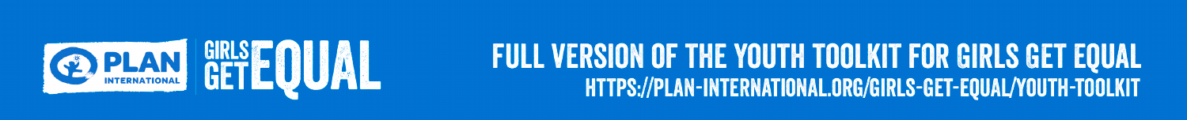PLAN INTERNATIONAL

GIRLS GET EQUAL

FULL VERSION OF THE YOUTH TOOLKIT FOR GIRLS GET EQUAL

HTTPS://PLAN-INTERNATIONAL.ORG/GIRLS-GET-EQUAL/YOUTH-TOOLKIT